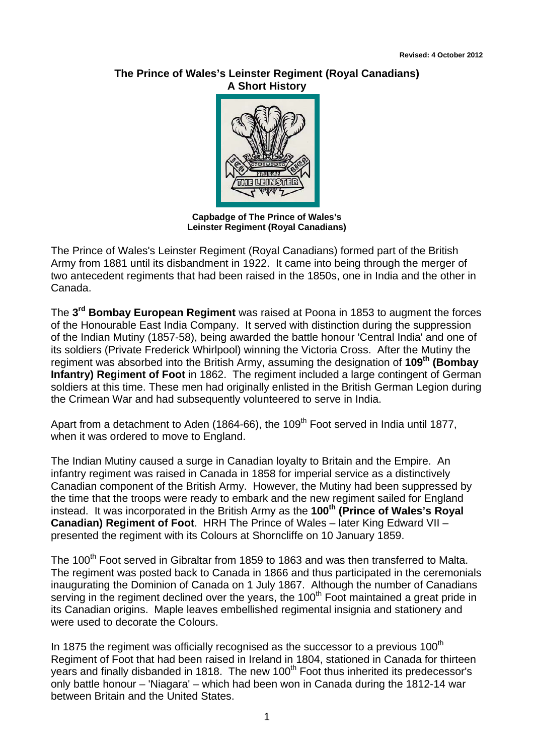Revised: 4 October 2012

# The Prince of Wales's Leinster Regiment (Royal Canadians)
## A Short History

**Capbadge of The Prince of Wales's Leinster Regiment (Royal Canadians)**

The Prince of Wales's Leinster Regiment (Royal Canadians) formed part of the British Army from 1881 until its disbandment in 1922. It came into being through the merger of two antecedent regiments that had been raised in the 1850s, one in India and the other in Canada.

The **3rd Bombay European Regiment** was raised at Poona in 1853 to augment the forces of the Honourable East India Company. It served with distinction during the suppression of the Indian Mutiny (1857-58), being awarded the battle honour 'Central India' and one of its soldiers (Private Frederick Whirlpool) winning the Victoria Cross. After the Mutiny the regiment was absorbed into the British Army, assuming the designation of **109th (Bombay Infantry) Regiment of Foot** in 1862. The regiment included a large contingent of German soldiers at this time. These men had originally enlisted in the British German Legion during the Crimean War and had subsequently volunteered to serve in India.

Apart from a detachment to Aden (1864-66), the 109th Foot served in India until 1877, when it was ordered to move to England.

The Indian Mutiny caused a surge in Canadian loyalty to Britain and the Empire. An infantry regiment was raised in Canada in 1858 for imperial service as a distinctively Canadian component of the British Army. However, the Mutiny had been suppressed by the time that the troops were ready to embark and the new regiment sailed for England instead. It was incorporated in the British Army as the **100th (Prince of Wales's Royal Canadian) Regiment of Foot**. HRH The Prince of Wales – later King Edward VII – presented the regiment with its Colours at Shorncliffe on 10 January 1859.

The 100th Foot served in Gibraltar from 1859 to 1863 and was then transferred to Malta. The regiment was posted back to Canada in 1866 and thus participated in the ceremonials inaugurating the Dominion of Canada on 1 July 1867. Although the number of Canadians serving in the regiment declined over the years, the 100th Foot maintained a great pride in its Canadian origins. Maple leaves embellished regimental insignia and stationery and were used to decorate the Colours.

In 1875 the regiment was officially recognised as the successor to a previous 100th Regiment of Foot that had been raised in Ireland in 1804, stationed in Canada for thirteen years and finally disbanded in 1818. The new 100th Foot thus inherited its predecessor's only battle honour – 'Niagara' – which had been won in Canada during the 1812-14 war between Britain and the United States.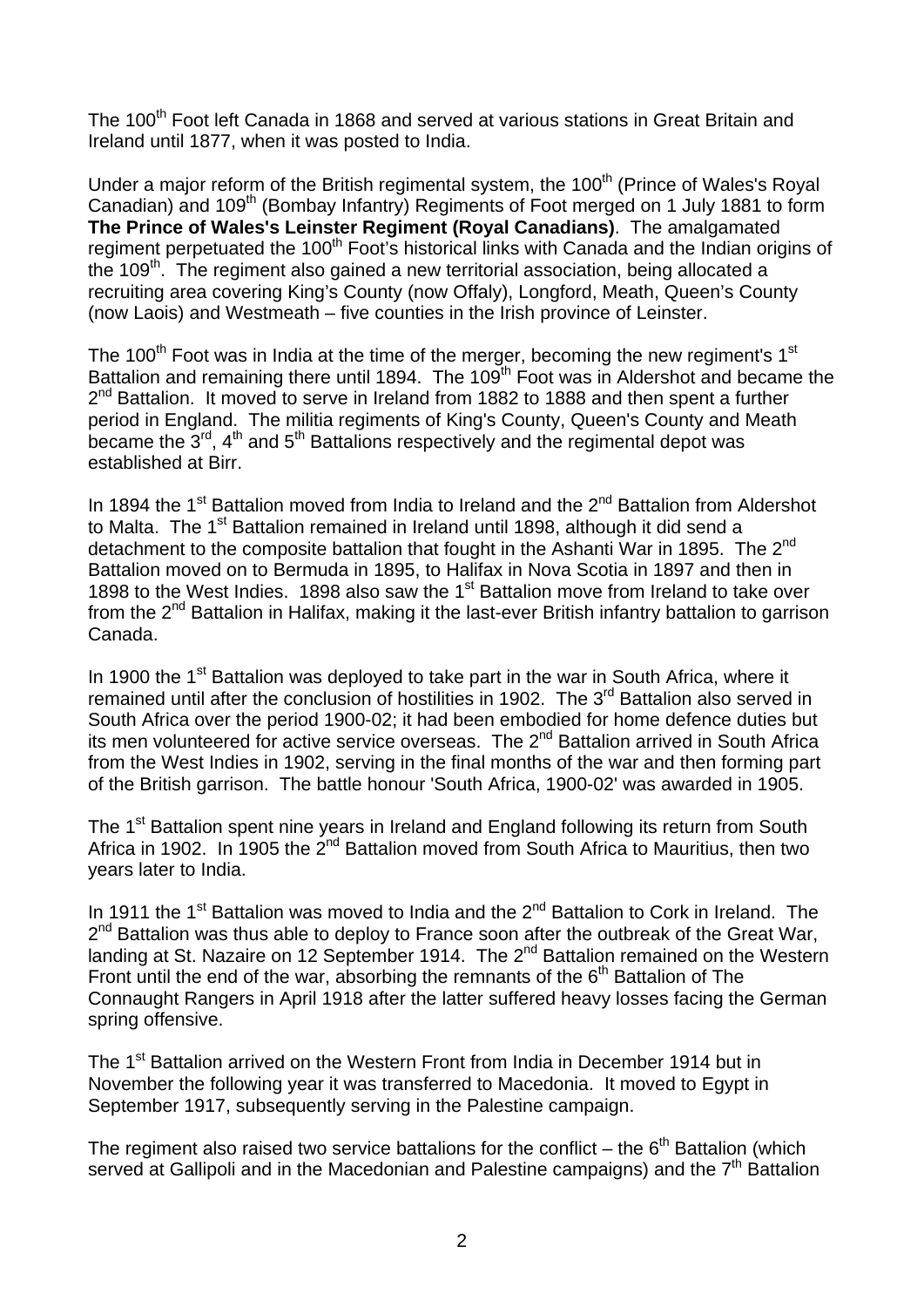The 100th Foot left Canada in 1868 and served at various stations in Great Britain and Ireland until 1877, when it was posted to India.

Under a major reform of the British regimental system, the 100th (Prince of Wales's Royal Canadian) and 109th (Bombay Infantry) Regiments of Foot merged on 1 July 1881 to form **The Prince of Wales's Leinster Regiment (Royal Canadians)**. The amalgamated regiment perpetuated the 100th Foot's historical links with Canada and the Indian origins of the 109th. The regiment also gained a new territorial association, being allocated a recruiting area covering King's County (now Offaly), Longford, Meath, Queen's County (now Laois) and Westmeath – five counties in the Irish province of Leinster.

The 100th Foot was in India at the time of the merger, becoming the new regiment's 1st Battalion and remaining there until 1894. The 109th Foot was in Aldershot and became the 2nd Battalion. It moved to serve in Ireland from 1882 to 1888 and then spent a further period in England. The militia regiments of King's County, Queen's County and Meath became the 3rd, 4th and 5th Battalions respectively and the regimental depot was established at Birr.

In 1894 the 1st Battalion moved from India to Ireland and the 2nd Battalion from Aldershot to Malta. The 1st Battalion remained in Ireland until 1898, although it did send a detachment to the composite battalion that fought in the Ashanti War in 1895. The 2nd Battalion moved on to Bermuda in 1895, to Halifax in Nova Scotia in 1897 and then in 1898 to the West Indies. 1898 also saw the 1st Battalion move from Ireland to take over from the 2nd Battalion in Halifax, making it the last-ever British infantry battalion to garrison Canada.

In 1900 the 1st Battalion was deployed to take part in the war in South Africa, where it remained until after the conclusion of hostilities in 1902. The 3rd Battalion also served in South Africa over the period 1900-02; it had been embodied for home defence duties but its men volunteered for active service overseas. The 2nd Battalion arrived in South Africa from the West Indies in 1902, serving in the final months of the war and then forming part of the British garrison. The battle honour 'South Africa, 1900-02' was awarded in 1905.

The 1st Battalion spent nine years in Ireland and England following its return from South Africa in 1902. In 1905 the 2nd Battalion moved from South Africa to Mauritius, then two years later to India.

In 1911 the 1st Battalion was moved to India and the 2nd Battalion to Cork in Ireland. The 2nd Battalion was thus able to deploy to France soon after the outbreak of the Great War, landing at St. Nazaire on 12 September 1914. The 2nd Battalion remained on the Western Front until the end of the war, absorbing the remnants of the 6th Battalion of The Connaught Rangers in April 1918 after the latter suffered heavy losses facing the German spring offensive.

The 1st Battalion arrived on the Western Front from India in December 1914 but in November the following year it was transferred to Macedonia. It moved to Egypt in September 1917, subsequently serving in the Palestine campaign.

The regiment also raised two service battalions for the conflict – the 6th Battalion (which served at Gallipoli and in the Macedonian and Palestine campaigns) and the 7th Battalion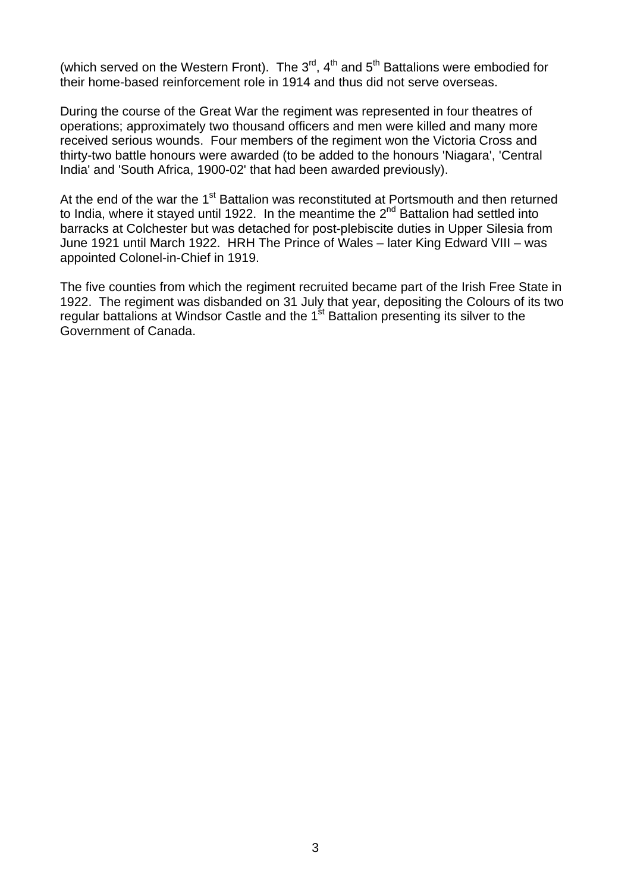(which served on the Western Front). The 3rd, 4th and 5th Battalions were embodied for their home-based reinforcement role in 1914 and thus did not serve overseas.

During the course of the Great War the regiment was represented in four theatres of operations; approximately two thousand officers and men were killed and many more received serious wounds. Four members of the regiment won the Victoria Cross and thirty-two battle honours were awarded (to be added to the honours 'Niagara', 'Central India' and 'South Africa, 1900-02' that had been awarded previously).

At the end of the war the 1st Battalion was reconstituted at Portsmouth and then returned to India, where it stayed until 1922. In the meantime the 2nd Battalion had settled into barracks at Colchester but was detached for post-plebiscite duties in Upper Silesia from June 1921 until March 1922. HRH The Prince of Wales – later King Edward VIII – was appointed Colonel-in-Chief in 1919.

The five counties from which the regiment recruited became part of the Irish Free State in 1922. The regiment was disbanded on 31 July that year, depositing the Colours of its two regular battalions at Windsor Castle and the 1st Battalion presenting its silver to the Government of Canada.